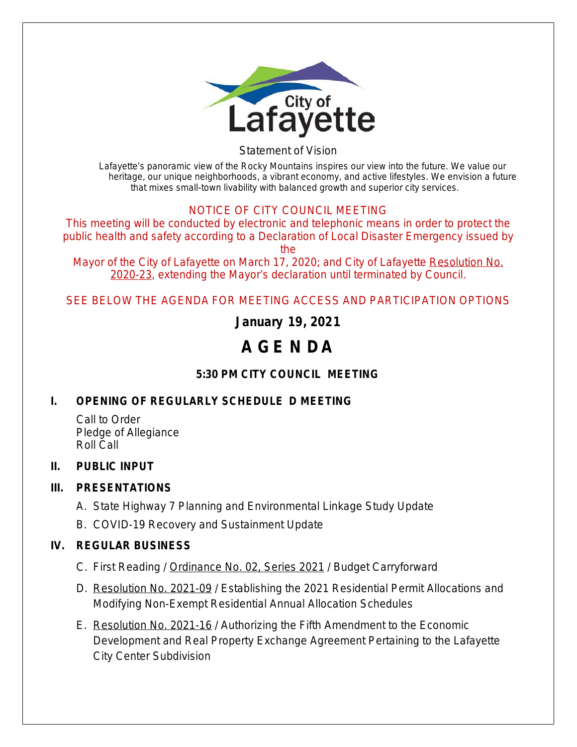City of Lafayette

Statement of Vision

Lafayette's panoramic view of the Rocky Mountains inspires our view into the future. We value our heritage, our unique neighborhoods, a vibrant economy, and active lifestyles. We envision a future that mixes small-town livability with balanced growth and superior city services.

NOTICE OF CITY COUNCIL MEETING

This meeting will be conducted by electronic and telephonic means in order to protect the public health and safety according to a Declaration of Local Disaster Emergency issued by the Mayor of the City of Lafayette on March 17, 2020; and City of Lafayette Resolution No. 2020-23, extending the Mayor's declaration until terminated by Council.

SEE BELOW THE AGENDA FOR MEETING ACCESS AND PARTICIPATION OPTIONS

**January 19, 2021**

# AGENDA

**5:30 PM CITY COUNCIL MEETING**

## I. OPENING OF REGULARLY SCHEDULED MEETING

Call to Order
Pledge of Allegiance
Roll Call

## II. PUBLIC INPUT

## III. PRESENTATIONS

A. State Highway 7 Planning and Environmental Linkage Study Update

B. COVID-19 Recovery and Sustainment Update

## IV. REGULAR BUSINESS

C. First Reading / Ordinance No. 02, Series 2021 / Budget Carryforward

D. Resolution No. 2021-09 / Establishing the 2021 Residential Permit Allocations and Modifying Non-Exempt Residential Annual Allocation Schedules

E. Resolution No. 2021-16 / Authorizing the Fifth Amendment to the Economic Development and Real Property Exchange Agreement Pertaining to the Lafayette City Center Subdivision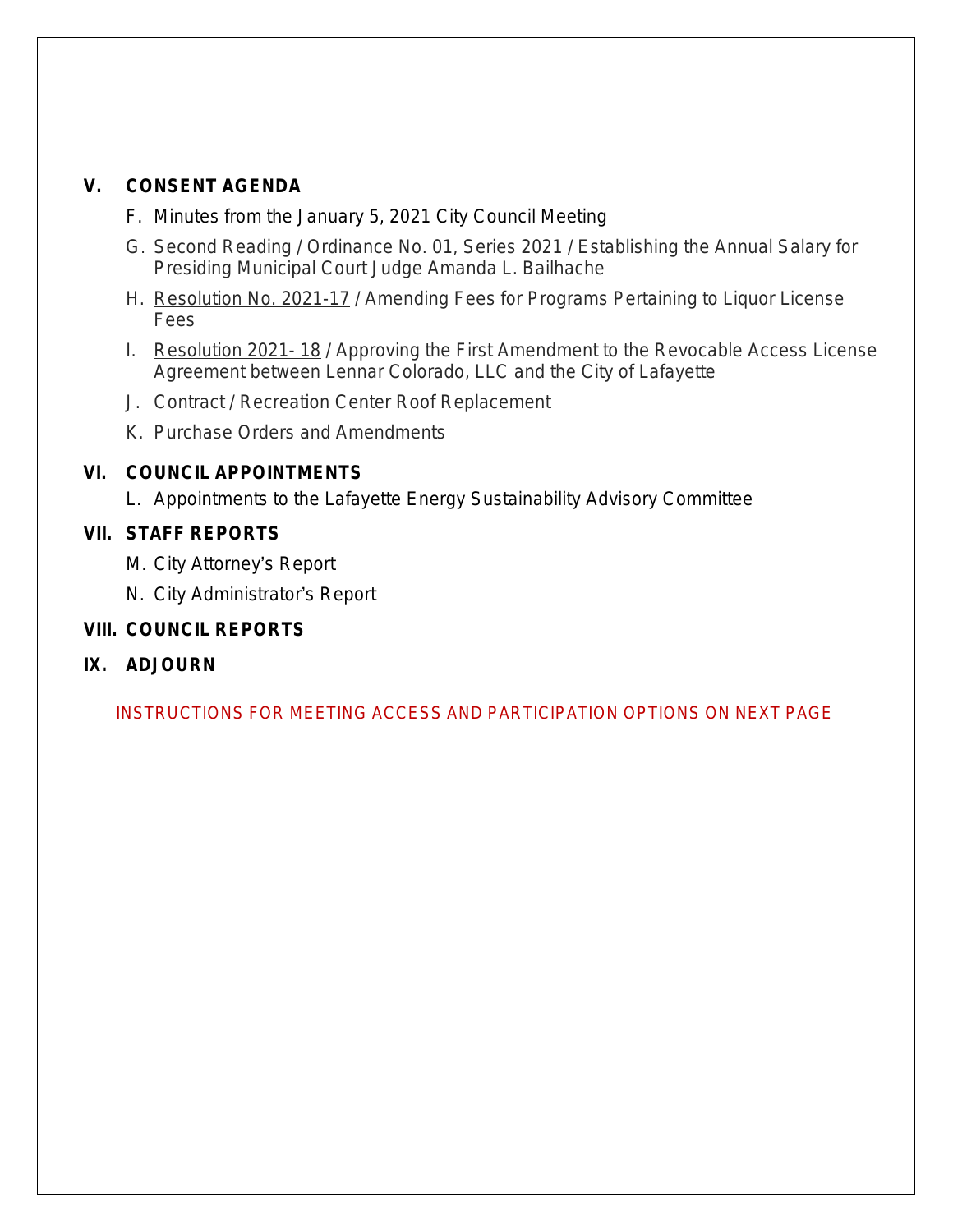## V. CONSENT AGENDA

F. Minutes from the January 5, 2021 City Council Meeting

G. Second Reading / Ordinance No. 01, Series 2021 / Establishing the Annual Salary for Presiding Municipal Court Judge Amanda L. Bailhache

H. Resolution No. 2021-17 / Amending Fees for Programs Pertaining to Liquor License Fees

I. Resolution 2021- 18 / Approving the First Amendment to the Revocable Access License Agreement between Lennar Colorado, LLC and the City of Lafayette

J. Contract / Recreation Center Roof Replacement

K. Purchase Orders and Amendments

## VI. COUNCIL APPOINTMENTS

L. Appointments to the Lafayette Energy Sustainability Advisory Committee

## VII. STAFF REPORTS

M. City Attorney's Report

N. City Administrator's Report

## VIII. COUNCIL REPORTS

## IX. ADJOURN

INSTRUCTIONS FOR MEETING ACCESS AND PARTICIPATION OPTIONS ON NEXT PAGE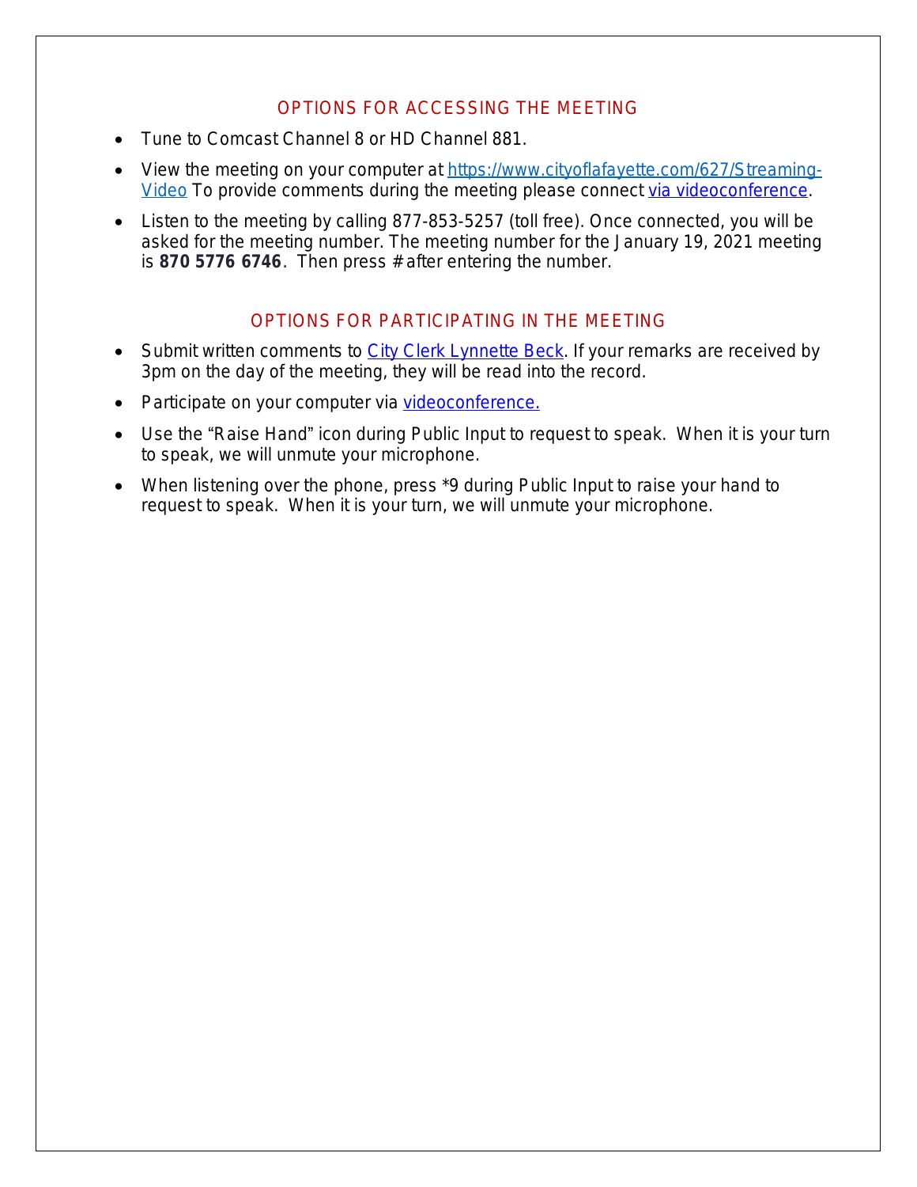## OPTIONS FOR ACCESSING THE MEETING

- Tune to Comcast Channel 8 or HD Channel 881.
- View the meeting on your computer at [https://www.cityoflafayette.com/627/Streaming-Video](https://www.cityoflafayette.com/627/Streaming-Video) To provide comments during the meeting please connect via videoconference.
- Listen to the meeting by calling 877-853-5257 (toll free). Once connected, you will be asked for the meeting number. The meeting number for the January 19, 2021 meeting is **870 5776 6746**. Then press # after entering the number.

## OPTIONS FOR PARTICIPATING IN THE MEETING

- Submit written comments to City Clerk Lynnette Beck. If your remarks are received by 3pm on the day of the meeting, they will be read into the record.
- Participate on your computer via videoconference.
- Use the "Raise Hand" icon during Public Input to request to speak. When it is your turn to speak, we will unmute your microphone.
- When listening over the phone, press *9 during Public Input to raise your hand to request to speak. When it is your turn, we will unmute your microphone.